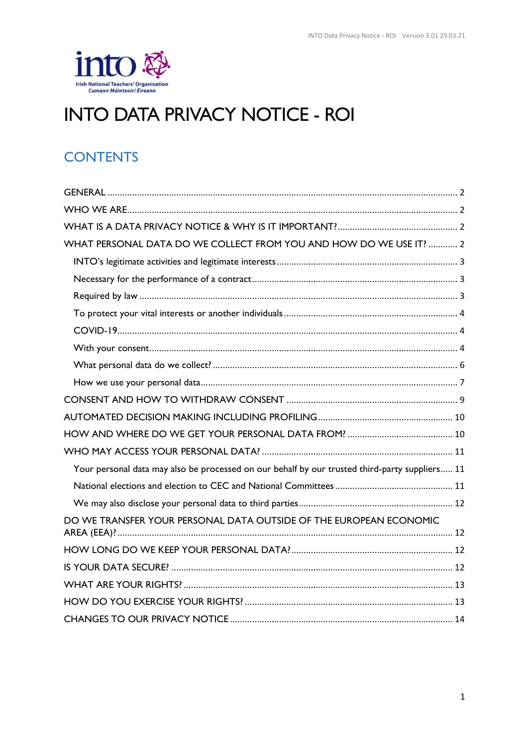# INTO DATA PRIVACY NOTICE - ROI

## CONTENTS

GENERAL ........ 2
WHO WE ARE........ 2
WHAT IS A DATA PRIVACY NOTICE & WHY IS IT IMPORTANT?........ 2
WHAT PERSONAL DATA DO WE COLLECT FROM YOU AND HOW DO WE USE IT? ........ 2
- INTO's legitimate activities and legitimate interests........ 3
- Necessary for the performance of a contract........ 3
- Required by law ........ 3
- To protect your vital interests or another individuals........ 4
- COVID-19........ 4
- With your consent........ 4
- What personal data do we collect? ........ 6
- How we use your personal data........ 7

CONSENT AND HOW TO WITHDRAW CONSENT ........ 9
AUTOMATED DECISION MAKING INCLUDING PROFILING........ 10
HOW AND WHERE DO WE GET YOUR PERSONAL DATA FROM? ........ 10
WHO MAY ACCESS YOUR PERSONAL DATA? ........ 11
- Your personal data may also be processed on our behalf by our trusted third-party suppliers..... 11
- National elections and election to CEC and National Committees ........ 11
- We may also disclose your personal data to third parties........ 12

DO WE TRANSFER YOUR PERSONAL DATA OUTSIDE OF THE EUROPEAN ECONOMIC AREA (EEA)? ........ 12
HOW LONG DO WE KEEP YOUR PERSONAL DATA?........ 12
IS YOUR DATA SECURE? ........ 12
WHAT ARE YOUR RIGHTS? ........ 13
HOW DO YOU EXERCISE YOUR RIGHTS? ........ 13
CHANGES TO OUR PRIVACY NOTICE ........ 14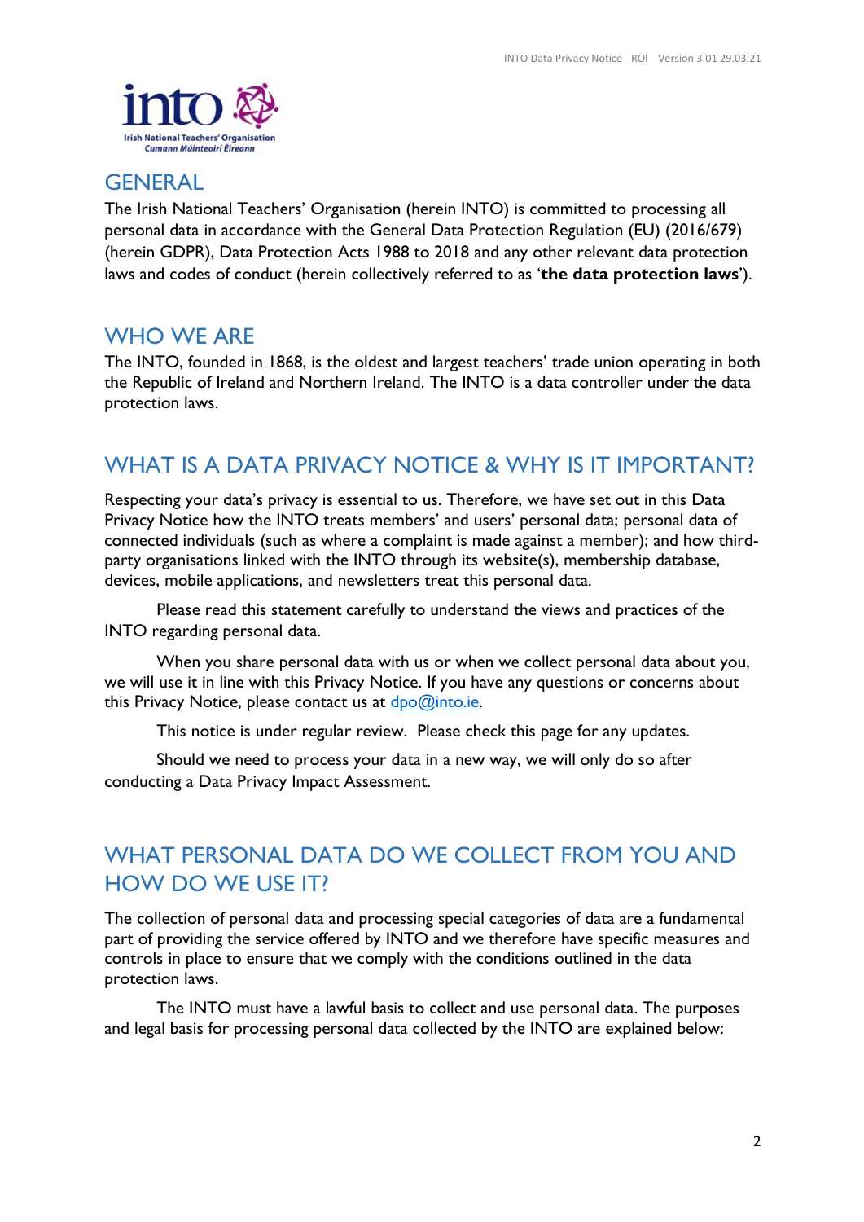## GENERAL

The Irish National Teachers' Organisation (herein INTO) is committed to processing all personal data in accordance with the General Data Protection Regulation (EU) (2016/679) (herein GDPR), Data Protection Acts 1988 to 2018 and any other relevant data protection laws and codes of conduct (herein collectively referred to as '**the data protection laws**').

## WHO WE ARE

The INTO, founded in 1868, is the oldest and largest teachers' trade union operating in both the Republic of Ireland and Northern Ireland. The INTO is a data controller under the data protection laws.

## WHAT IS A DATA PRIVACY NOTICE & WHY IS IT IMPORTANT?

Respecting your data's privacy is essential to us. Therefore, we have set out in this Data Privacy Notice how the INTO treats members' and users' personal data; personal data of connected individuals (such as where a complaint is made against a member); and how third-party organisations linked with the INTO through its website(s), membership database, devices, mobile applications, and newsletters treat this personal data.

Please read this statement carefully to understand the views and practices of the INTO regarding personal data.

When you share personal data with us or when we collect personal data about you, we will use it in line with this Privacy Notice. If you have any questions or concerns about this Privacy Notice, please contact us at dpo@into.ie.

This notice is under regular review. Please check this page for any updates.

Should we need to process your data in a new way, we will only do so after conducting a Data Privacy Impact Assessment.

## WHAT PERSONAL DATA DO WE COLLECT FROM YOU AND HOW DO WE USE IT?

The collection of personal data and processing special categories of data are a fundamental part of providing the service offered by INTO and we therefore have specific measures and controls in place to ensure that we comply with the conditions outlined in the data protection laws.

The INTO must have a lawful basis to collect and use personal data. The purposes and legal basis for processing personal data collected by the INTO are explained below: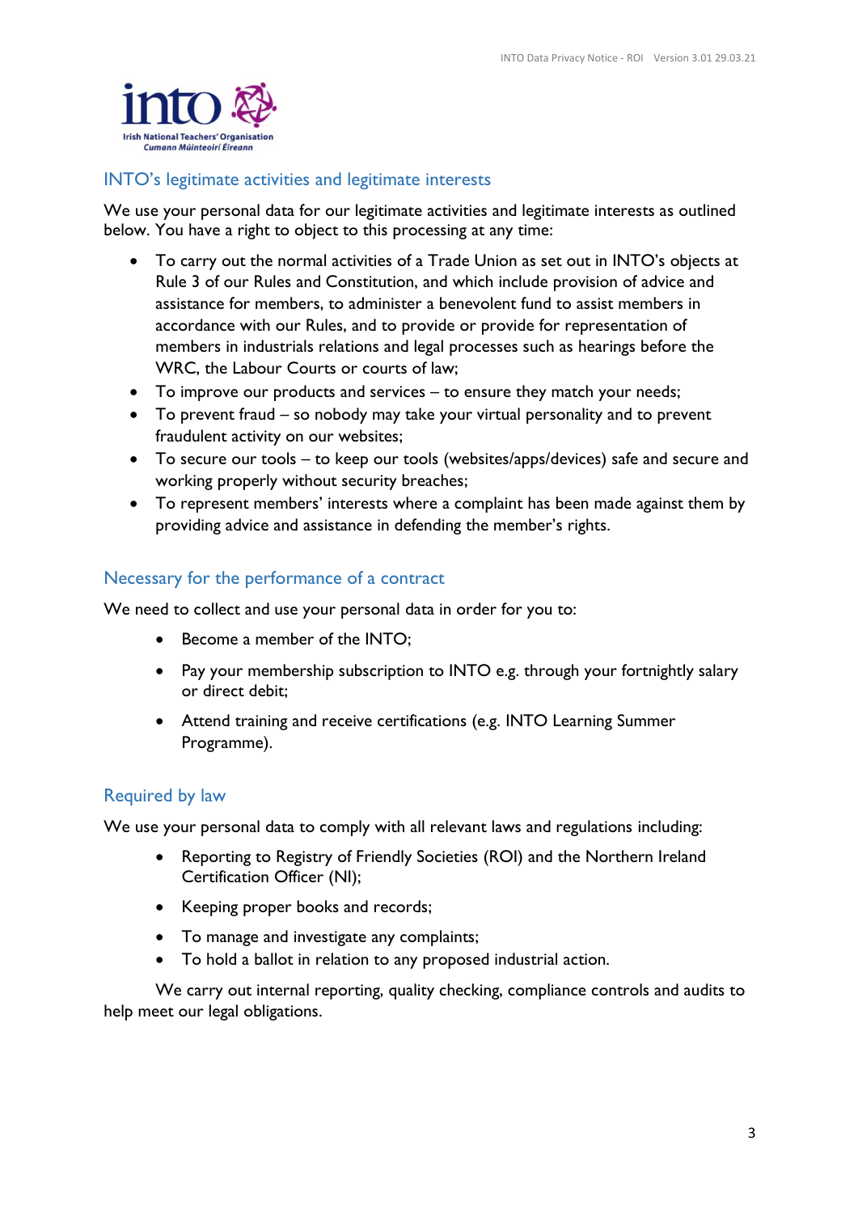## INTO's legitimate activities and legitimate interests

We use your personal data for our legitimate activities and legitimate interests as outlined below. You have a right to object to this processing at any time:

- To carry out the normal activities of a Trade Union as set out in INTO's objects at Rule 3 of our Rules and Constitution, and which include provision of advice and assistance for members, to administer a benevolent fund to assist members in accordance with our Rules, and to provide or provide for representation of members in industrials relations and legal processes such as hearings before the WRC, the Labour Courts or courts of law;
- To improve our products and services – to ensure they match your needs;
- To prevent fraud – so nobody may take your virtual personality and to prevent fraudulent activity on our websites;
- To secure our tools – to keep our tools (websites/apps/devices) safe and secure and working properly without security breaches;
- To represent members' interests where a complaint has been made against them by providing advice and assistance in defending the member's rights.

## Necessary for the performance of a contract

We need to collect and use your personal data in order for you to:

- Become a member of the INTO;
- Pay your membership subscription to INTO e.g. through your fortnightly salary or direct debit;
- Attend training and receive certifications (e.g. INTO Learning Summer Programme).

## Required by law

We use your personal data to comply with all relevant laws and regulations including:

- Reporting to Registry of Friendly Societies (ROI) and the Northern Ireland Certification Officer (NI);
- Keeping proper books and records;
- To manage and investigate any complaints;
- To hold a ballot in relation to any proposed industrial action.

We carry out internal reporting, quality checking, compliance controls and audits to help meet our legal obligations.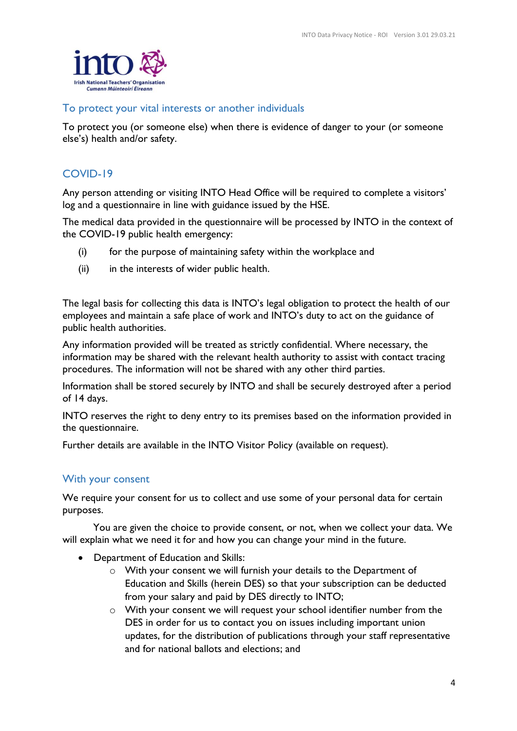## To protect your vital interests or another individuals

To protect you (or someone else) when there is evidence of danger to your (or someone else's) health and/or safety.

## COVID-19

Any person attending or visiting INTO Head Office will be required to complete a visitors' log and a questionnaire in line with guidance issued by the HSE.

The medical data provided in the questionnaire will be processed by INTO in the context of the COVID-19 public health emergency:

(i) for the purpose of maintaining safety within the workplace and

(ii) in the interests of wider public health.

The legal basis for collecting this data is INTO's legal obligation to protect the health of our employees and maintain a safe place of work and INTO's duty to act on the guidance of public health authorities.

Any information provided will be treated as strictly confidential. Where necessary, the information may be shared with the relevant health authority to assist with contact tracing procedures. The information will not be shared with any other third parties.

Information shall be stored securely by INTO and shall be securely destroyed after a period of 14 days.

INTO reserves the right to deny entry to its premises based on the information provided in the questionnaire.

Further details are available in the INTO Visitor Policy (available on request).

## With your consent

We require your consent for us to collect and use some of your personal data for certain purposes.

You are given the choice to provide consent, or not, when we collect your data. We will explain what we need it for and how you can change your mind in the future.

- Department of Education and Skills:
  - With your consent we will furnish your details to the Department of Education and Skills (herein DES) so that your subscription can be deducted from your salary and paid by DES directly to INTO;
  - With your consent we will request your school identifier number from the DES in order for us to contact you on issues including important union updates, for the distribution of publications through your staff representative and for national ballots and elections; and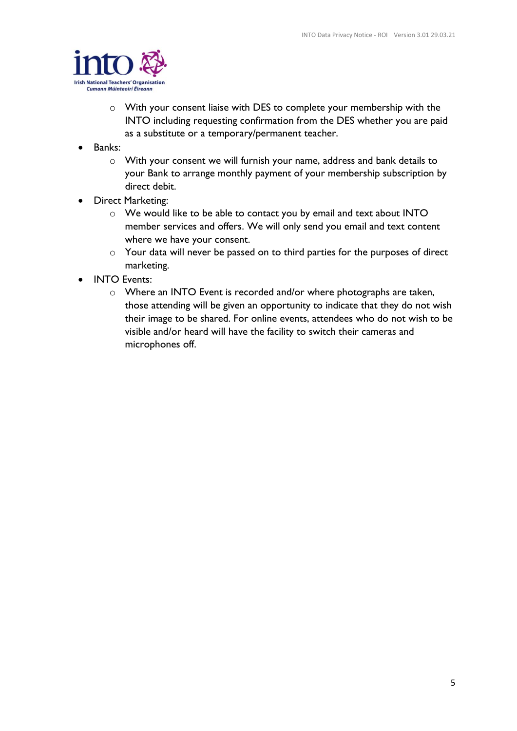- With your consent liaise with DES to complete your membership with the INTO including requesting confirmation from the DES whether you are paid as a substitute or a temporary/permanent teacher.
- Banks:
    - With your consent we will furnish your name, address and bank details to your Bank to arrange monthly payment of your membership subscription by direct debit.
- Direct Marketing:
    - We would like to be able to contact you by email and text about INTO member services and offers. We will only send you email and text content where we have your consent.
    - Your data will never be passed on to third parties for the purposes of direct marketing.
- INTO Events:
    - Where an INTO Event is recorded and/or where photographs are taken, those attending will be given an opportunity to indicate that they do not wish their image to be shared. For online events, attendees who do not wish to be visible and/or heard will have the facility to switch their cameras and microphones off.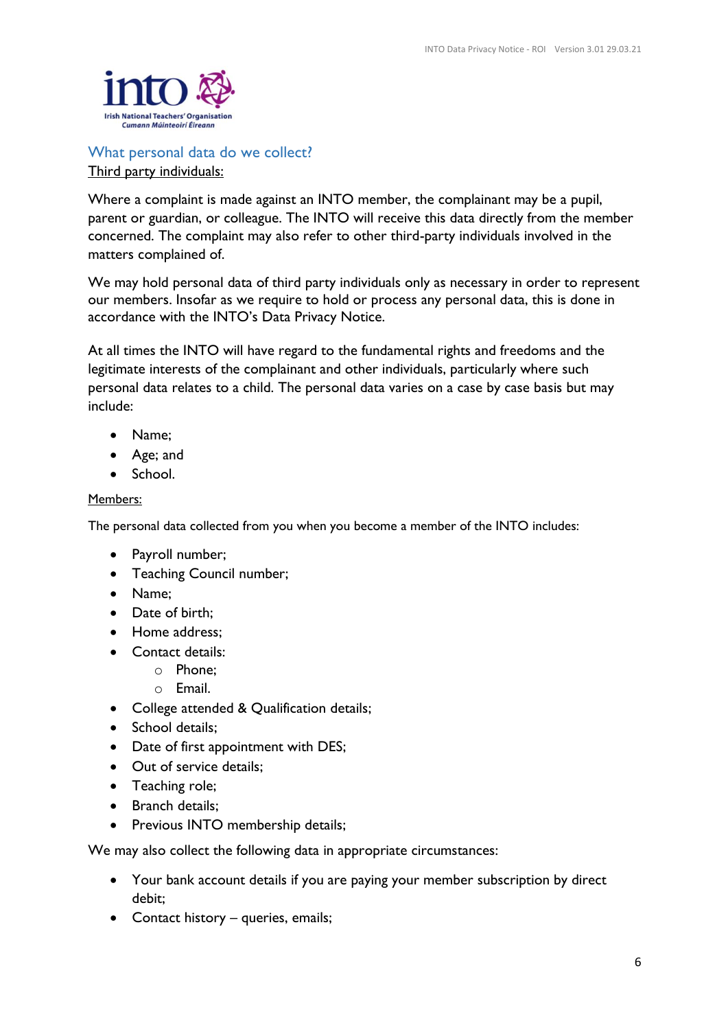## What personal data do we collect?

Third party individuals:

Where a complaint is made against an INTO member, the complainant may be a pupil, parent or guardian, or colleague. The INTO will receive this data directly from the member concerned. The complaint may also refer to other third-party individuals involved in the matters complained of.

We may hold personal data of third party individuals only as necessary in order to represent our members. Insofar as we require to hold or process any personal data, this is done in accordance with the INTO's Data Privacy Notice.

At all times the INTO will have regard to the fundamental rights and freedoms and the legitimate interests of the complainant and other individuals, particularly where such personal data relates to a child. The personal data varies on a case by case basis but may include:

- Name;
- Age; and
- School.

Members:

The personal data collected from you when you become a member of the INTO includes:

- Payroll number;
- Teaching Council number;
- Name;
- Date of birth;
- Home address;
- Contact details:
  - Phone;
  - Email.
- College attended & Qualification details;
- School details;
- Date of first appointment with DES;
- Out of service details;
- Teaching role;
- Branch details;
- Previous INTO membership details;

We may also collect the following data in appropriate circumstances:

- Your bank account details if you are paying your member subscription by direct debit;
- Contact history – queries, emails;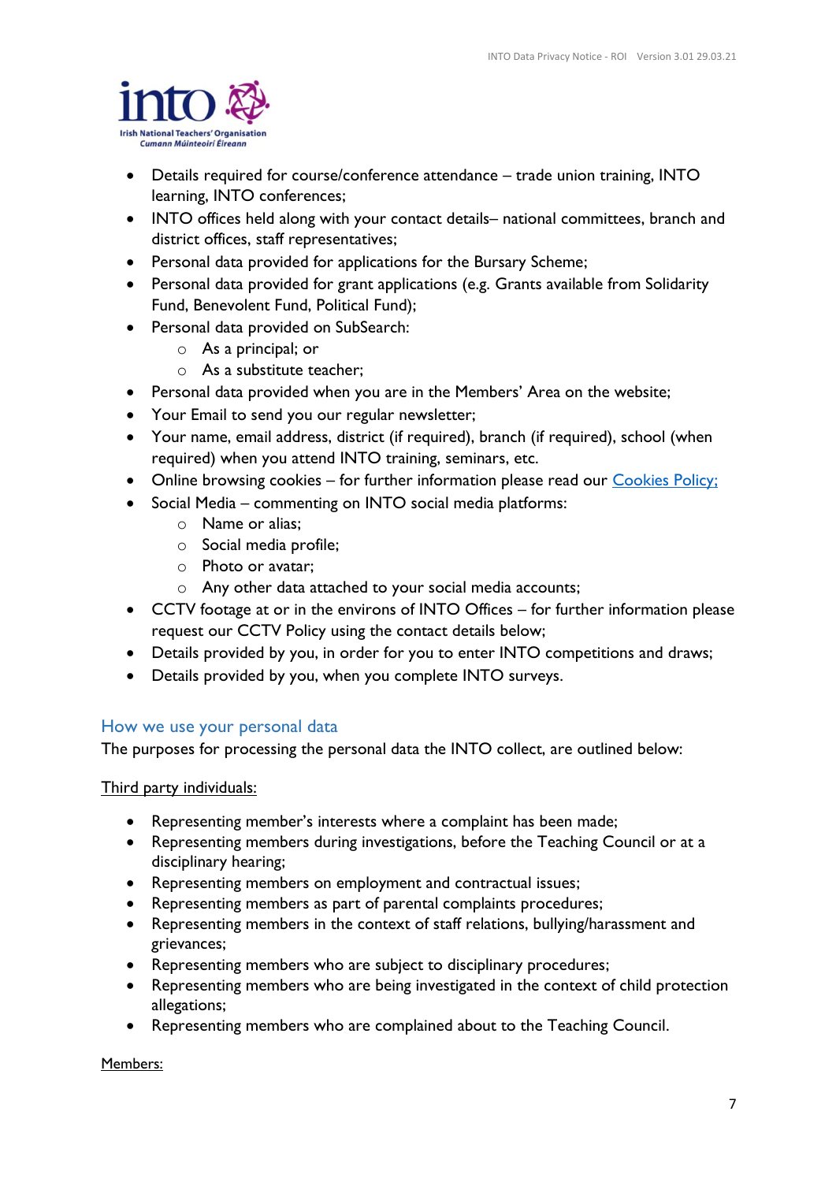- Details required for course/conference attendance – trade union training, INTO learning, INTO conferences;
- INTO offices held along with your contact details– national committees, branch and district offices, staff representatives;
- Personal data provided for applications for the Bursary Scheme;
- Personal data provided for grant applications (e.g. Grants available from Solidarity Fund, Benevolent Fund, Political Fund);
- Personal data provided on SubSearch:
  - As a principal; or
  - As a substitute teacher;
- Personal data provided when you are in the Members' Area on the website;
- Your Email to send you our regular newsletter;
- Your name, email address, district (if required), branch (if required), school (when required) when you attend INTO training, seminars, etc.
- Online browsing cookies – for further information please read our Cookies Policy;
- Social Media – commenting on INTO social media platforms:
  - Name or alias;
  - Social media profile;
  - Photo or avatar;
  - Any other data attached to your social media accounts;
- CCTV footage at or in the environs of INTO Offices – for further information please request our CCTV Policy using the contact details below;
- Details provided by you, in order for you to enter INTO competitions and draws;
- Details provided by you, when you complete INTO surveys.

## How we use your personal data

The purposes for processing the personal data the INTO collect, are outlined below:

Third party individuals:

- Representing member's interests where a complaint has been made;
- Representing members during investigations, before the Teaching Council or at a disciplinary hearing;
- Representing members on employment and contractual issues;
- Representing members as part of parental complaints procedures;
- Representing members in the context of staff relations, bullying/harassment and grievances;
- Representing members who are subject to disciplinary procedures;
- Representing members who are being investigated in the context of child protection allegations;
- Representing members who are complained about to the Teaching Council.

Members: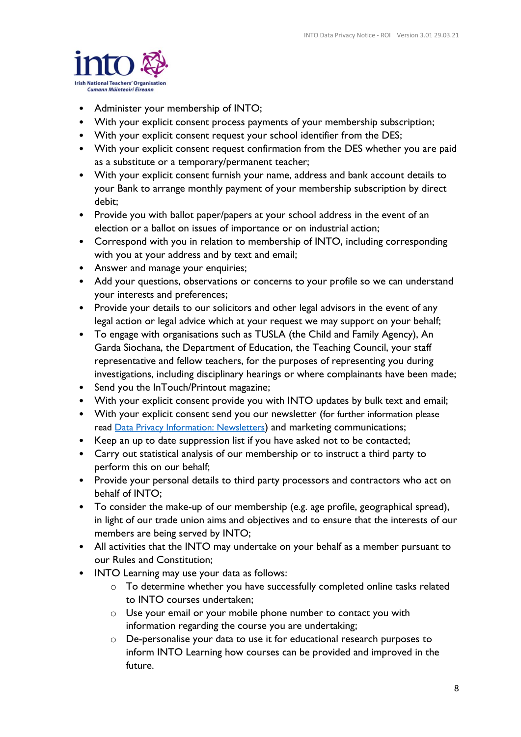- Administer your membership of INTO;
- With your explicit consent process payments of your membership subscription;
- With your explicit consent request your school identifier from the DES;
- With your explicit consent request confirmation from the DES whether you are paid as a substitute or a temporary/permanent teacher;
- With your explicit consent furnish your name, address and bank account details to your Bank to arrange monthly payment of your membership subscription by direct debit;
- Provide you with ballot paper/papers at your school address in the event of an election or a ballot on issues of importance or on industrial action;
- Correspond with you in relation to membership of INTO, including corresponding with you at your address and by text and email;
- Answer and manage your enquiries;
- Add your questions, observations or concerns to your profile so we can understand your interests and preferences;
- Provide your details to our solicitors and other legal advisors in the event of any legal action or legal advice which at your request we may support on your behalf;
- To engage with organisations such as TUSLA (the Child and Family Agency), An Garda Siochana, the Department of Education, the Teaching Council, your staff representative and fellow teachers, for the purposes of representing you during investigations, including disciplinary hearings or where complainants have been made;
- Send you the InTouch/Printout magazine;
- With your explicit consent provide you with INTO updates by bulk text and email;
- With your explicit consent send you our newsletter (for further information please read [Data Privacy Information: Newsletters]) and marketing communications;
- Keep an up to date suppression list if you have asked not to be contacted;
- Carry out statistical analysis of our membership or to instruct a third party to perform this on our behalf;
- Provide your personal details to third party processors and contractors who act on behalf of INTO;
- To consider the make-up of our membership (e.g. age profile, geographical spread), in light of our trade union aims and objectives and to ensure that the interests of our members are being served by INTO;
- All activities that the INTO may undertake on your behalf as a member pursuant to our Rules and Constitution;
- INTO Learning may use your data as follows:
  - To determine whether you have successfully completed online tasks related to INTO courses undertaken;
  - Use your email or your mobile phone number to contact you with information regarding the course you are undertaking;
  - De-personalise your data to use it for educational research purposes to inform INTO Learning how courses can be provided and improved in the future.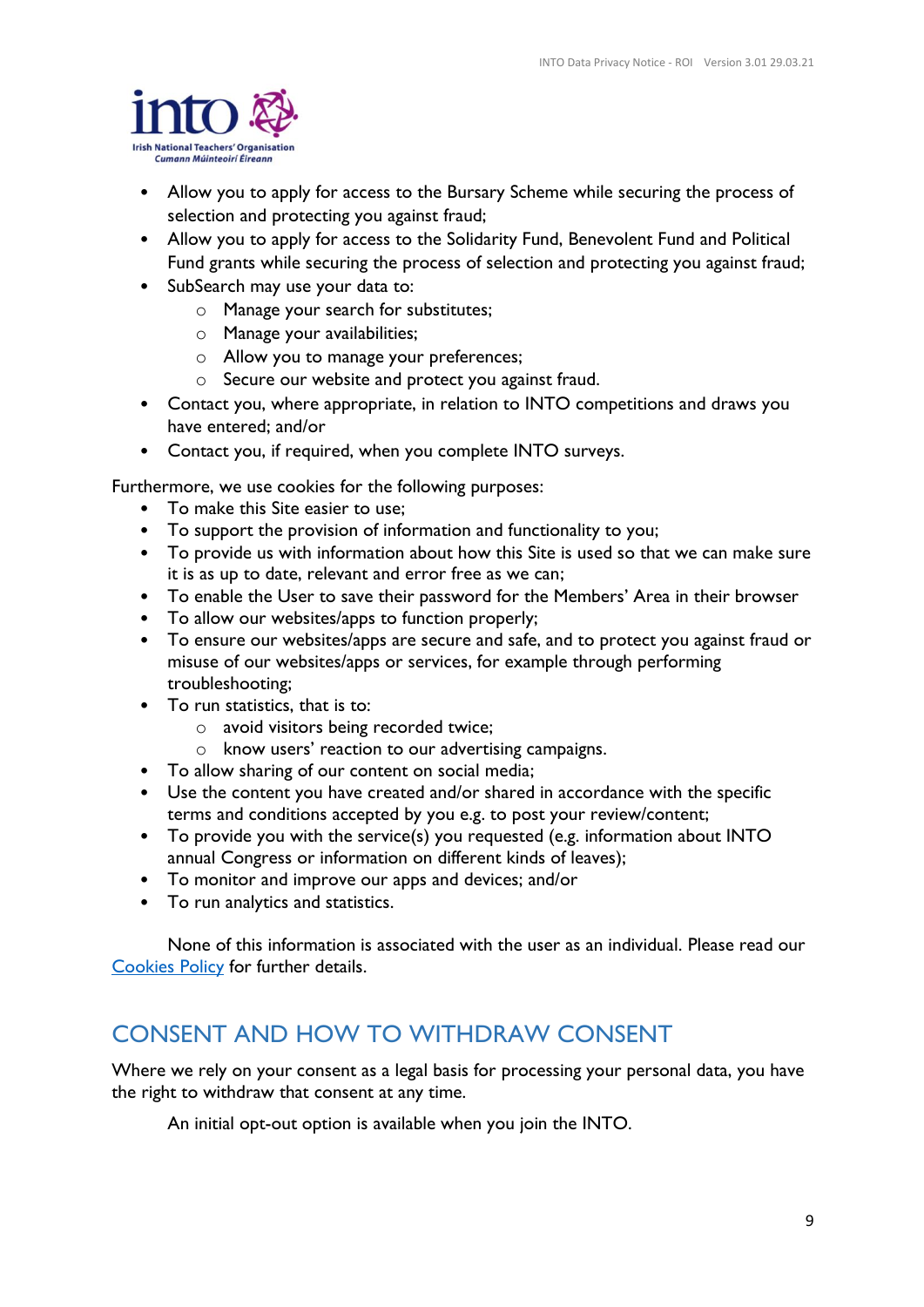- Allow you to apply for access to the Bursary Scheme while securing the process of selection and protecting you against fraud;
- Allow you to apply for access to the Solidarity Fund, Benevolent Fund and Political Fund grants while securing the process of selection and protecting you against fraud;
- SubSearch may use your data to:
    - Manage your search for substitutes;
    - Manage your availabilities;
    - Allow you to manage your preferences;
    - Secure our website and protect you against fraud.
- Contact you, where appropriate, in relation to INTO competitions and draws you have entered; and/or
- Contact you, if required, when you complete INTO surveys.

Furthermore, we use cookies for the following purposes:

- To make this Site easier to use;
- To support the provision of information and functionality to you;
- To provide us with information about how this Site is used so that we can make sure it is as up to date, relevant and error free as we can;
- To enable the User to save their password for the Members' Area in their browser
- To allow our websites/apps to function properly;
- To ensure our websites/apps are secure and safe, and to protect you against fraud or misuse of our websites/apps or services, for example through performing troubleshooting;
- To run statistics, that is to:
    - avoid visitors being recorded twice;
    - know users' reaction to our advertising campaigns.
- To allow sharing of our content on social media;
- Use the content you have created and/or shared in accordance with the specific terms and conditions accepted by you e.g. to post your review/content;
- To provide you with the service(s) you requested (e.g. information about INTO annual Congress or information on different kinds of leaves);
- To monitor and improve our apps and devices; and/or
- To run analytics and statistics.

None of this information is associated with the user as an individual. Please read our Cookies Policy for further details.

## CONSENT AND HOW TO WITHDRAW CONSENT

Where we rely on your consent as a legal basis for processing your personal data, you have the right to withdraw that consent at any time.

An initial opt-out option is available when you join the INTO.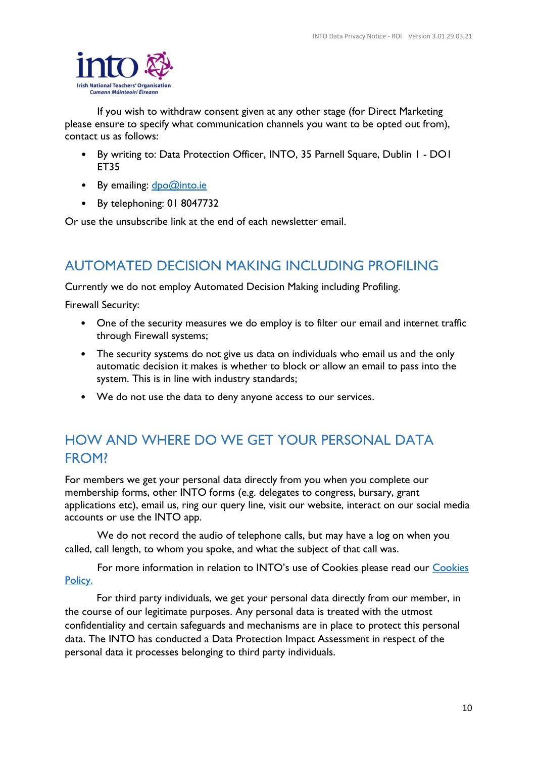If you wish to withdraw consent given at any other stage (for Direct Marketing please ensure to specify what communication channels you want to be opted out from), contact us as follows:

- By writing to: Data Protection Officer, INTO, 35 Parnell Square, Dublin 1 - DO1 ET35
- By emailing: [dpo@into.ie](mailto:dpo@into.ie)
- By telephoning: 01 8047732

Or use the unsubscribe link at the end of each newsletter email.

## AUTOMATED DECISION MAKING INCLUDING PROFILING

Currently we do not employ Automated Decision Making including Profiling.

Firewall Security:

- One of the security measures we do employ is to filter our email and internet traffic through Firewall systems;
- The security systems do not give us data on individuals who email us and the only automatic decision it makes is whether to block or allow an email to pass into the system. This is in line with industry standards;
- We do not use the data to deny anyone access to our services.

## HOW AND WHERE DO WE GET YOUR PERSONAL DATA FROM?

For members we get your personal data directly from you when you complete our membership forms, other INTO forms (e.g. delegates to congress, bursary, grant applications etc), email us, ring our query line, visit our website, interact on our social media accounts or use the INTO app.

We do not record the audio of telephone calls, but may have a log on when you called, call length, to whom you spoke, and what the subject of that call was.

For more information in relation to INTO's use of Cookies please read our [Cookies Policy.]()

For third party individuals, we get your personal data directly from our member, in the course of our legitimate purposes. Any personal data is treated with the utmost confidentiality and certain safeguards and mechanisms are in place to protect this personal data. The INTO has conducted a Data Protection Impact Assessment in respect of the personal data it processes belonging to third party individuals.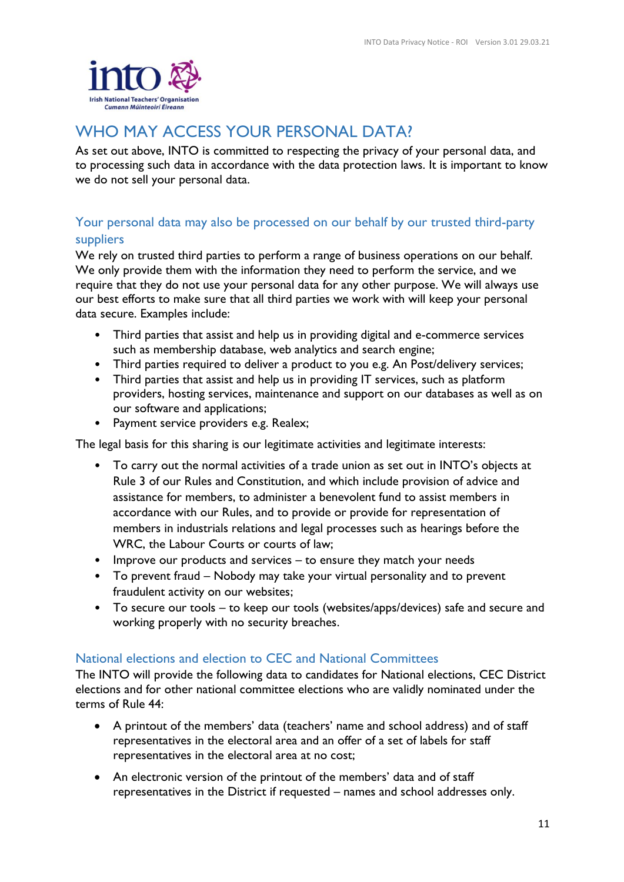## WHO MAY ACCESS YOUR PERSONAL DATA?

As set out above, INTO is committed to respecting the privacy of your personal data, and to processing such data in accordance with the data protection laws. It is important to know we do not sell your personal data.

### Your personal data may also be processed on our behalf by our trusted third-party suppliers

We rely on trusted third parties to perform a range of business operations on our behalf. We only provide them with the information they need to perform the service, and we require that they do not use your personal data for any other purpose. We will always use our best efforts to make sure that all third parties we work with will keep your personal data secure. Examples include:

- Third parties that assist and help us in providing digital and e-commerce services such as membership database, web analytics and search engine;
- Third parties required to deliver a product to you e.g. An Post/delivery services;
- Third parties that assist and help us in providing IT services, such as platform providers, hosting services, maintenance and support on our databases as well as on our software and applications;
- Payment service providers e.g. Realex;

The legal basis for this sharing is our legitimate activities and legitimate interests:

- To carry out the normal activities of a trade union as set out in INTO's objects at Rule 3 of our Rules and Constitution, and which include provision of advice and assistance for members, to administer a benevolent fund to assist members in accordance with our Rules, and to provide or provide for representation of members in industrials relations and legal processes such as hearings before the WRC, the Labour Courts or courts of law;
- Improve our products and services – to ensure they match your needs
- To prevent fraud – Nobody may take your virtual personality and to prevent fraudulent activity on our websites;
- To secure our tools – to keep our tools (websites/apps/devices) safe and secure and working properly with no security breaches.

### National elections and election to CEC and National Committees

The INTO will provide the following data to candidates for National elections, CEC District elections and for other national committee elections who are validly nominated under the terms of Rule 44:

- A printout of the members' data (teachers' name and school address) and of staff representatives in the electoral area and an offer of a set of labels for staff representatives in the electoral area at no cost;
- An electronic version of the printout of the members' data and of staff representatives in the District if requested – names and school addresses only.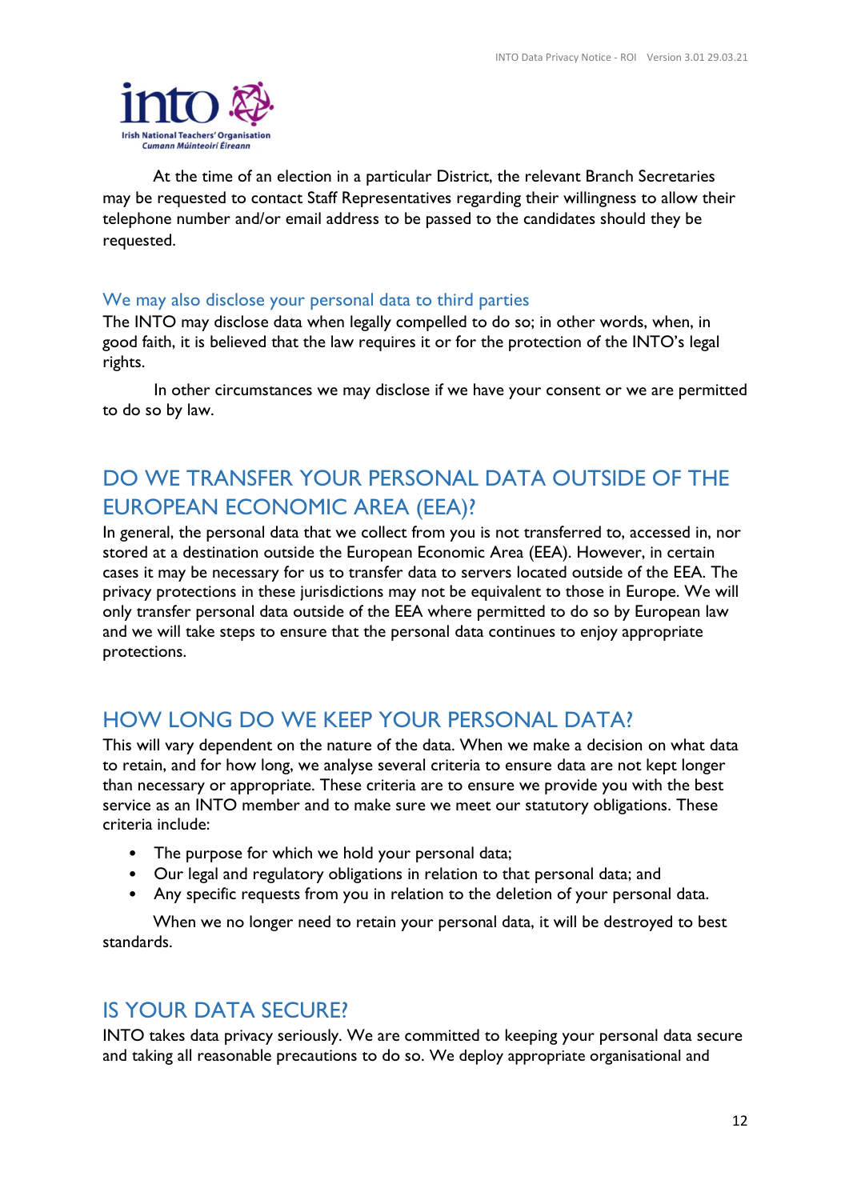At the time of an election in a particular District, the relevant Branch Secretaries may be requested to contact Staff Representatives regarding their willingness to allow their telephone number and/or email address to be passed to the candidates should they be requested.

### We may also disclose your personal data to third parties

The INTO may disclose data when legally compelled to do so; in other words, when, in good faith, it is believed that the law requires it or for the protection of the INTO's legal rights.

In other circumstances we may disclose if we have your consent or we are permitted to do so by law.

## DO WE TRANSFER YOUR PERSONAL DATA OUTSIDE OF THE EUROPEAN ECONOMIC AREA (EEA)?

In general, the personal data that we collect from you is not transferred to, accessed in, nor stored at a destination outside the European Economic Area (EEA). However, in certain cases it may be necessary for us to transfer data to servers located outside of the EEA. The privacy protections in these jurisdictions may not be equivalent to those in Europe. We will only transfer personal data outside of the EEA where permitted to do so by European law and we will take steps to ensure that the personal data continues to enjoy appropriate protections.

## HOW LONG DO WE KEEP YOUR PERSONAL DATA?

This will vary dependent on the nature of the data. When we make a decision on what data to retain, and for how long, we analyse several criteria to ensure data are not kept longer than necessary or appropriate. These criteria are to ensure we provide you with the best service as an INTO member and to make sure we meet our statutory obligations. These criteria include:

- The purpose for which we hold your personal data;
- Our legal and regulatory obligations in relation to that personal data; and
- Any specific requests from you in relation to the deletion of your personal data.

When we no longer need to retain your personal data, it will be destroyed to best standards.

## IS YOUR DATA SECURE?

INTO takes data privacy seriously. We are committed to keeping your personal data secure and taking all reasonable precautions to do so. We deploy appropriate organisational and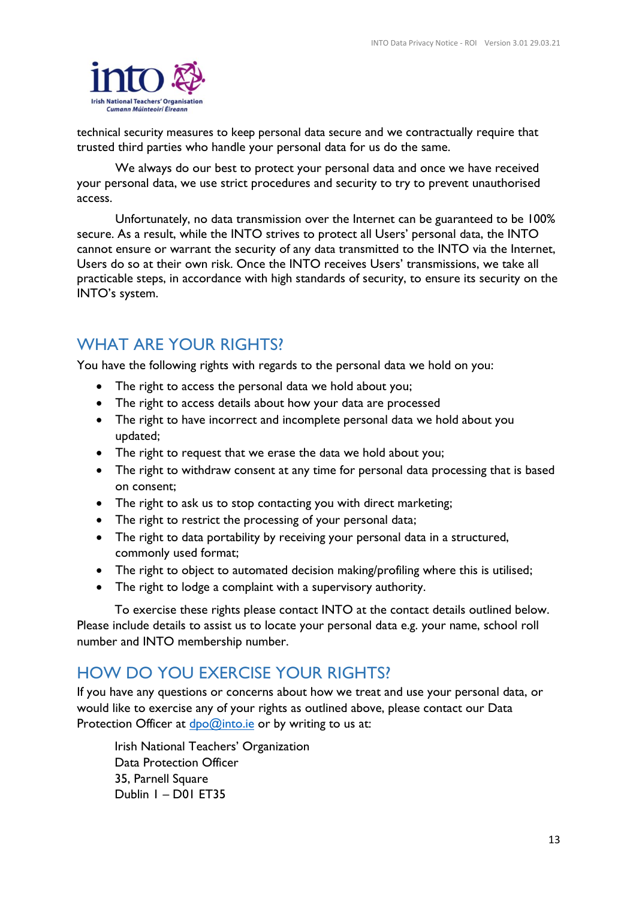technical security measures to keep personal data secure and we contractually require that trusted third parties who handle your personal data for us do the same.

We always do our best to protect your personal data and once we have received your personal data, we use strict procedures and security to try to prevent unauthorised access.

Unfortunately, no data transmission over the Internet can be guaranteed to be 100% secure. As a result, while the INTO strives to protect all Users' personal data, the INTO cannot ensure or warrant the security of any data transmitted to the INTO via the Internet, Users do so at their own risk. Once the INTO receives Users' transmissions, we take all practicable steps, in accordance with high standards of security, to ensure its security on the INTO's system.

## WHAT ARE YOUR RIGHTS?

You have the following rights with regards to the personal data we hold on you:

- The right to access the personal data we hold about you;
- The right to access details about how your data are processed
- The right to have incorrect and incomplete personal data we hold about you updated;
- The right to request that we erase the data we hold about you;
- The right to withdraw consent at any time for personal data processing that is based on consent;
- The right to ask us to stop contacting you with direct marketing;
- The right to restrict the processing of your personal data;
- The right to data portability by receiving your personal data in a structured, commonly used format;
- The right to object to automated decision making/profiling where this is utilised;
- The right to lodge a complaint with a supervisory authority.

To exercise these rights please contact INTO at the contact details outlined below. Please include details to assist us to locate your personal data e.g. your name, school roll number and INTO membership number.

## HOW DO YOU EXERCISE YOUR RIGHTS?

If you have any questions or concerns about how we treat and use your personal data, or would like to exercise any of your rights as outlined above, please contact our Data Protection Officer at dpo@into.ie or by writing to us at:

Irish National Teachers' Organization
Data Protection Officer
35, Parnell Square
Dublin 1 – D01 ET35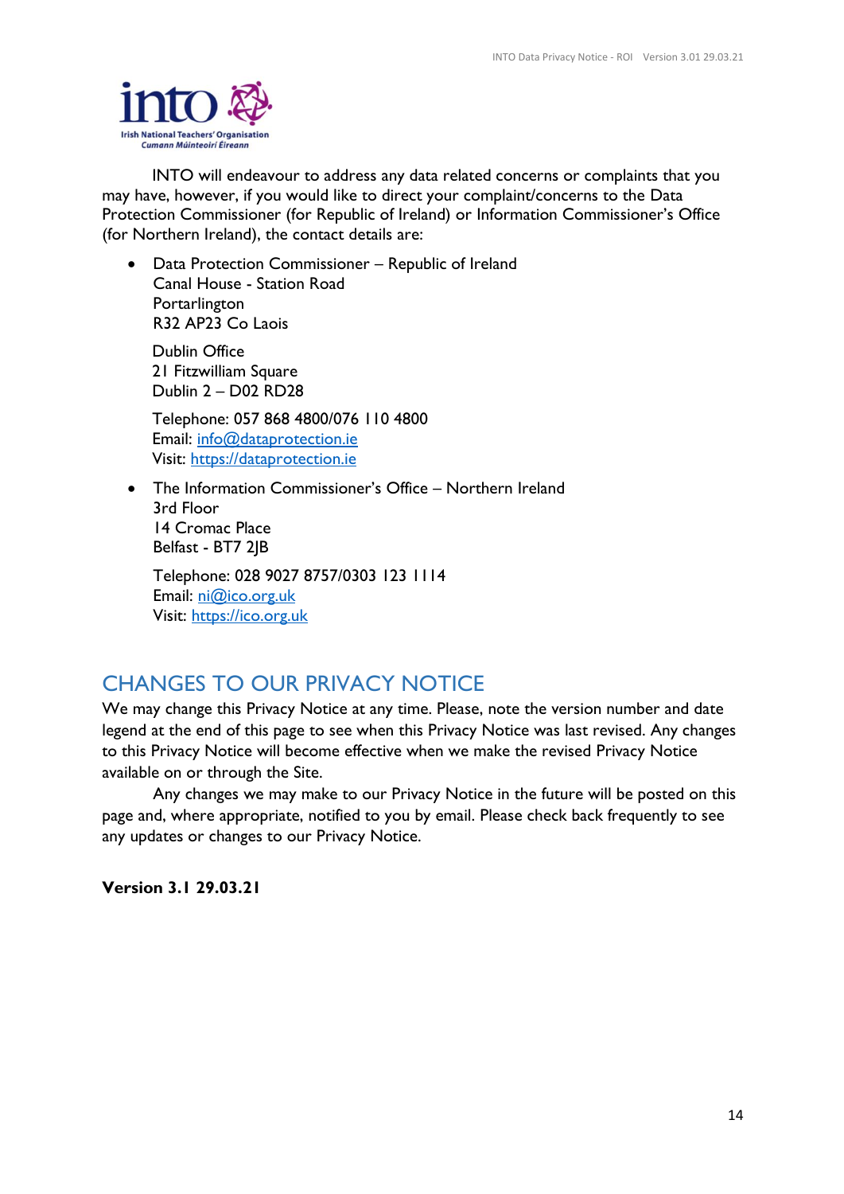INTO will endeavour to address any data related concerns or complaints that you may have, however, if you would like to direct your complaint/concerns to the Data Protection Commissioner (for Republic of Ireland) or Information Commissioner's Office (for Northern Ireland), the contact details are:

- Data Protection Commissioner – Republic of Ireland
  Canal House - Station Road
  Portarlington
  R32 AP23 Co Laois

  Dublin Office
  21 Fitzwilliam Square
  Dublin 2 – D02 RD28

  Telephone: 057 868 4800/076 110 4800
  Email: info@dataprotection.ie
  Visit: https://dataprotection.ie

- The Information Commissioner's Office – Northern Ireland
  3rd Floor
  14 Cromac Place
  Belfast - BT7 2JB

  Telephone: 028 9027 8757/0303 123 1114
  Email: ni@ico.org.uk
  Visit: https://ico.org.uk

## CHANGES TO OUR PRIVACY NOTICE

We may change this Privacy Notice at any time. Please, note the version number and date legend at the end of this page to see when this Privacy Notice was last revised. Any changes to this Privacy Notice will become effective when we make the revised Privacy Notice available on or through the Site.

Any changes we may make to our Privacy Notice in the future will be posted on this page and, where appropriate, notified to you by email. Please check back frequently to see any updates or changes to our Privacy Notice.

**Version 3.1 29.03.21**